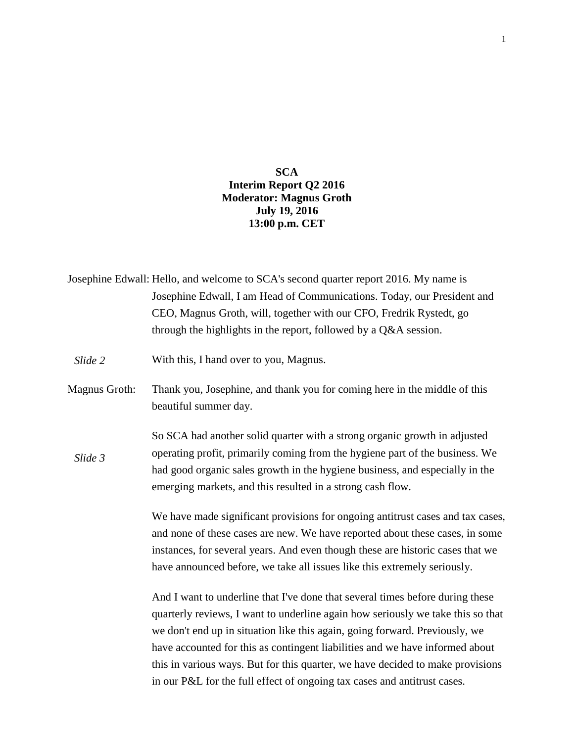**SCA**
**Interim Report Q2 2016**
**Moderator: Magnus Groth**
**July 19, 2016**
**13:00 p.m. CET**

Josephine Edwall: Hello, and welcome to SCA's second quarter report 2016. My name is Josephine Edwall, I am Head of Communications. Today, our President and CEO, Magnus Groth, will, together with our CFO, Fredrik Rystedt, go through the highlights in the report, followed by a Q&A session.

*Slide 2*

With this, I hand over to you, Magnus.

Magnus Groth: Thank you, Josephine, and thank you for coming here in the middle of this beautiful summer day.

*Slide 3*

So SCA had another solid quarter with a strong organic growth in adjusted operating profit, primarily coming from the hygiene part of the business. We had good organic sales growth in the hygiene business, and especially in the emerging markets, and this resulted in a strong cash flow.

We have made significant provisions for ongoing antitrust cases and tax cases, and none of these cases are new. We have reported about these cases, in some instances, for several years. And even though these are historic cases that we have announced before, we take all issues like this extremely seriously.

And I want to underline that I've done that several times before during these quarterly reviews, I want to underline again how seriously we take this so that we don't end up in situation like this again, going forward. Previously, we have accounted for this as contingent liabilities and we have informed about this in various ways. But for this quarter, we have decided to make provisions in our P&L for the full effect of ongoing tax cases and antitrust cases.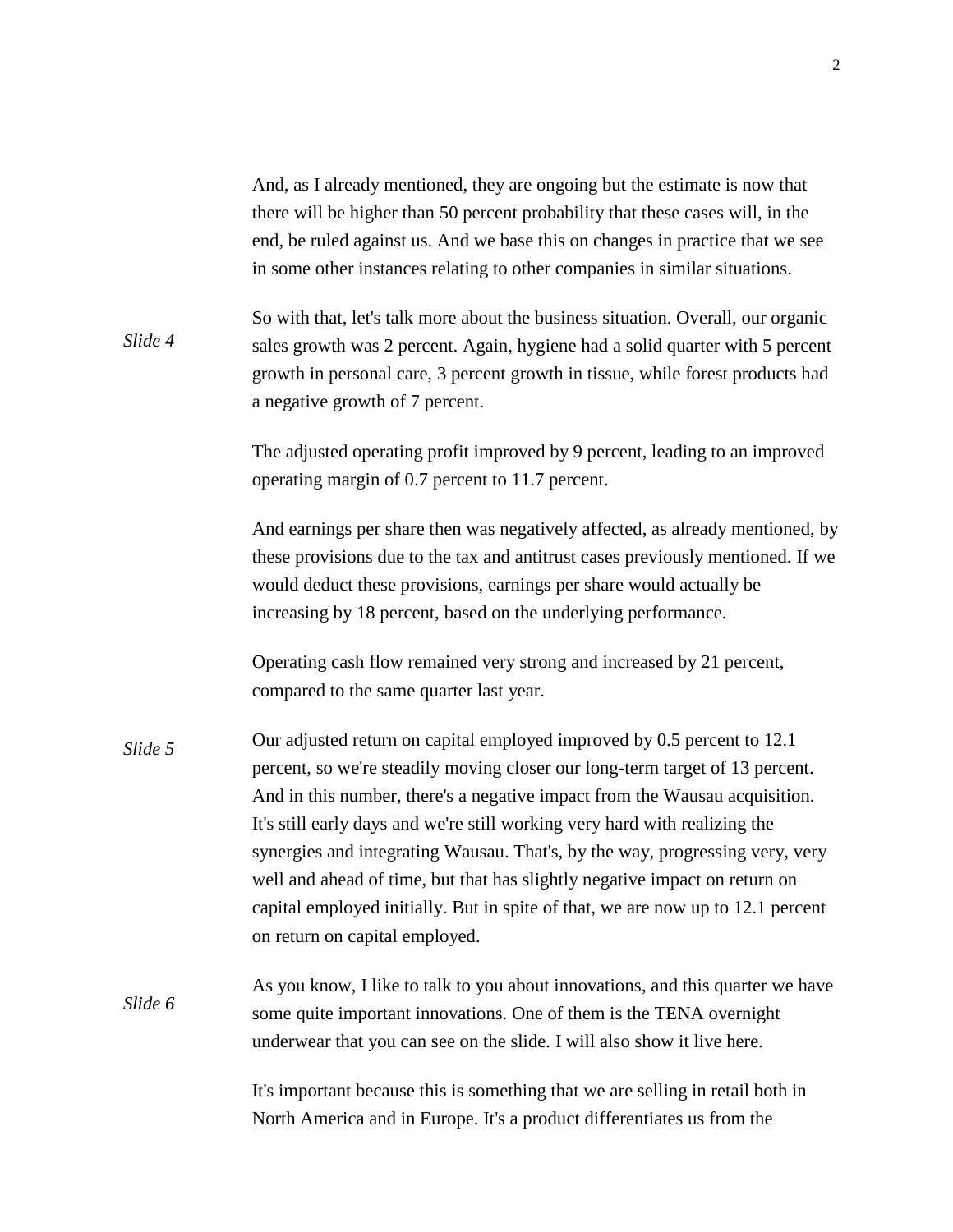And, as I already mentioned, they are ongoing but the estimate is now that there will be higher than 50 percent probability that these cases will, in the end, be ruled against us. And we base this on changes in practice that we see in some other instances relating to other companies in similar situations.

*Slide 4*

So with that, let's talk more about the business situation. Overall, our organic sales growth was 2 percent. Again, hygiene had a solid quarter with 5 percent growth in personal care, 3 percent growth in tissue, while forest products had a negative growth of 7 percent.

The adjusted operating profit improved by 9 percent, leading to an improved operating margin of 0.7 percent to 11.7 percent.

And earnings per share then was negatively affected, as already mentioned, by these provisions due to the tax and antitrust cases previously mentioned. If we would deduct these provisions, earnings per share would actually be increasing by 18 percent, based on the underlying performance.

Operating cash flow remained very strong and increased by 21 percent, compared to the same quarter last year.

*Slide 5*

Our adjusted return on capital employed improved by 0.5 percent to 12.1 percent, so we're steadily moving closer our long-term target of 13 percent. And in this number, there's a negative impact from the Wausau acquisition. It's still early days and we're still working very hard with realizing the synergies and integrating Wausau. That's, by the way, progressing very, very well and ahead of time, but that has slightly negative impact on return on capital employed initially. But in spite of that, we are now up to 12.1 percent on return on capital employed.

*Slide 6*

As you know, I like to talk to you about innovations, and this quarter we have some quite important innovations. One of them is the TENA overnight underwear that you can see on the slide. I will also show it live here.

It's important because this is something that we are selling in retail both in North America and in Europe. It's a product differentiates us from the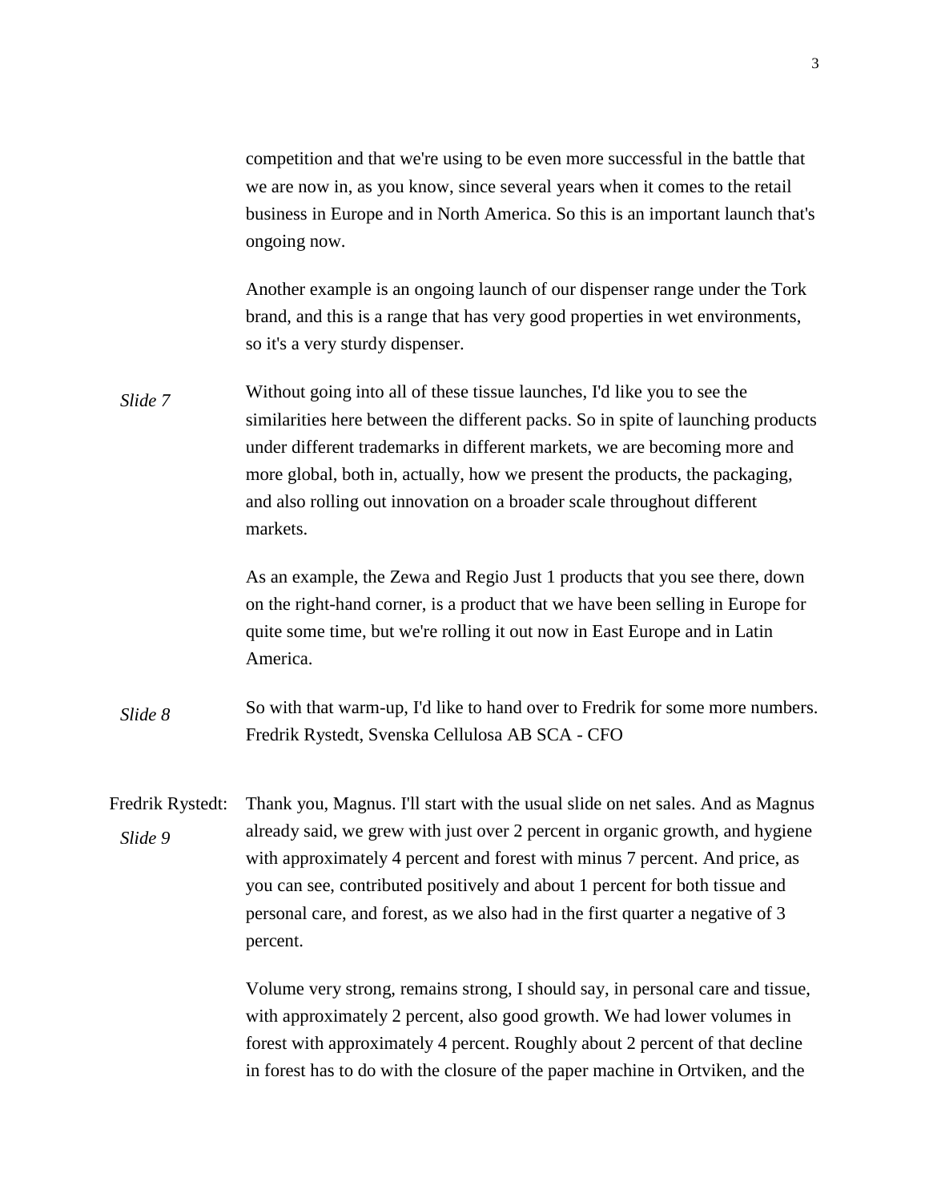competition and that we're using to be even more successful in the battle that we are now in, as you know, since several years when it comes to the retail business in Europe and in North America. So this is an important launch that's ongoing now.

Another example is an ongoing launch of our dispenser range under the Tork brand, and this is a range that has very good properties in wet environments, so it's a very sturdy dispenser.

*Slide 7*

Without going into all of these tissue launches, I'd like you to see the similarities here between the different packs. So in spite of launching products under different trademarks in different markets, we are becoming more and more global, both in, actually, how we present the products, the packaging, and also rolling out innovation on a broader scale throughout different markets.

As an example, the Zewa and Regio Just 1 products that you see there, down on the right-hand corner, is a product that we have been selling in Europe for quite some time, but we're rolling it out now in East Europe and in Latin America.

*Slide 8*

So with that warm-up, I'd like to hand over to Fredrik for some more numbers.
Fredrik Rystedt, Svenska Cellulosa AB SCA - CFO

Fredrik Rystedt:
*Slide 9*

Thank you, Magnus. I'll start with the usual slide on net sales. And as Magnus already said, we grew with just over 2 percent in organic growth, and hygiene with approximately 4 percent and forest with minus 7 percent. And price, as you can see, contributed positively and about 1 percent for both tissue and personal care, and forest, as we also had in the first quarter a negative of 3 percent.

Volume very strong, remains strong, I should say, in personal care and tissue, with approximately 2 percent, also good growth. We had lower volumes in forest with approximately 4 percent. Roughly about 2 percent of that decline in forest has to do with the closure of the paper machine in Ortviken, and the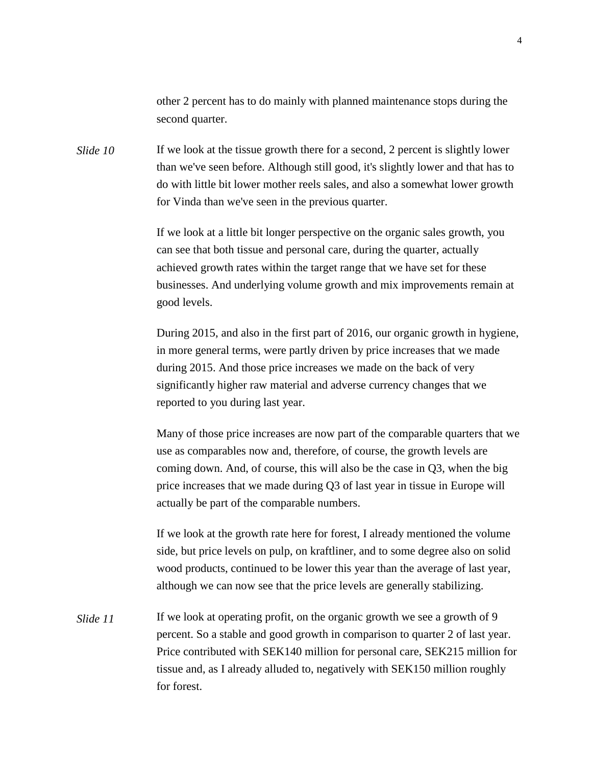other 2 percent has to do mainly with planned maintenance stops during the second quarter.

*Slide 10* If we look at the tissue growth there for a second, 2 percent is slightly lower than we've seen before. Although still good, it's slightly lower and that has to do with little bit lower mother reels sales, and also a somewhat lower growth for Vinda than we've seen in the previous quarter.

If we look at a little bit longer perspective on the organic sales growth, you can see that both tissue and personal care, during the quarter, actually achieved growth rates within the target range that we have set for these businesses. And underlying volume growth and mix improvements remain at good levels.

During 2015, and also in the first part of 2016, our organic growth in hygiene, in more general terms, were partly driven by price increases that we made during 2015. And those price increases we made on the back of very significantly higher raw material and adverse currency changes that we reported to you during last year.

Many of those price increases are now part of the comparable quarters that we use as comparables now and, therefore, of course, the growth levels are coming down. And, of course, this will also be the case in Q3, when the big price increases that we made during Q3 of last year in tissue in Europe will actually be part of the comparable numbers.

If we look at the growth rate here for forest, I already mentioned the volume side, but price levels on pulp, on kraftliner, and to some degree also on solid wood products, continued to be lower this year than the average of last year, although we can now see that the price levels are generally stabilizing.

*Slide 11* If we look at operating profit, on the organic growth we see a growth of 9 percent. So a stable and good growth in comparison to quarter 2 of last year. Price contributed with SEK140 million for personal care, SEK215 million for tissue and, as I already alluded to, negatively with SEK150 million roughly for forest.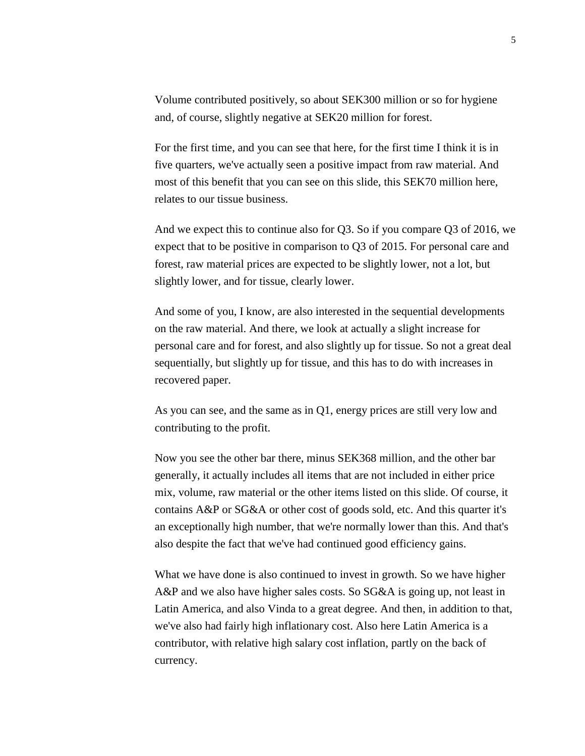Volume contributed positively, so about SEK300 million or so for hygiene and, of course, slightly negative at SEK20 million for forest.

For the first time, and you can see that here, for the first time I think it is in five quarters, we've actually seen a positive impact from raw material. And most of this benefit that you can see on this slide, this SEK70 million here, relates to our tissue business.

And we expect this to continue also for Q3. So if you compare Q3 of 2016, we expect that to be positive in comparison to Q3 of 2015. For personal care and forest, raw material prices are expected to be slightly lower, not a lot, but slightly lower, and for tissue, clearly lower.

And some of you, I know, are also interested in the sequential developments on the raw material. And there, we look at actually a slight increase for personal care and for forest, and also slightly up for tissue. So not a great deal sequentially, but slightly up for tissue, and this has to do with increases in recovered paper.

As you can see, and the same as in Q1, energy prices are still very low and contributing to the profit.

Now you see the other bar there, minus SEK368 million, and the other bar generally, it actually includes all items that are not included in either price mix, volume, raw material or the other items listed on this slide. Of course, it contains A&P or SG&A or other cost of goods sold, etc. And this quarter it's an exceptionally high number, that we're normally lower than this. And that's also despite the fact that we've had continued good efficiency gains.

What we have done is also continued to invest in growth. So we have higher A&P and we also have higher sales costs. So SG&A is going up, not least in Latin America, and also Vinda to a great degree. And then, in addition to that, we've also had fairly high inflationary cost. Also here Latin America is a contributor, with relative high salary cost inflation, partly on the back of currency.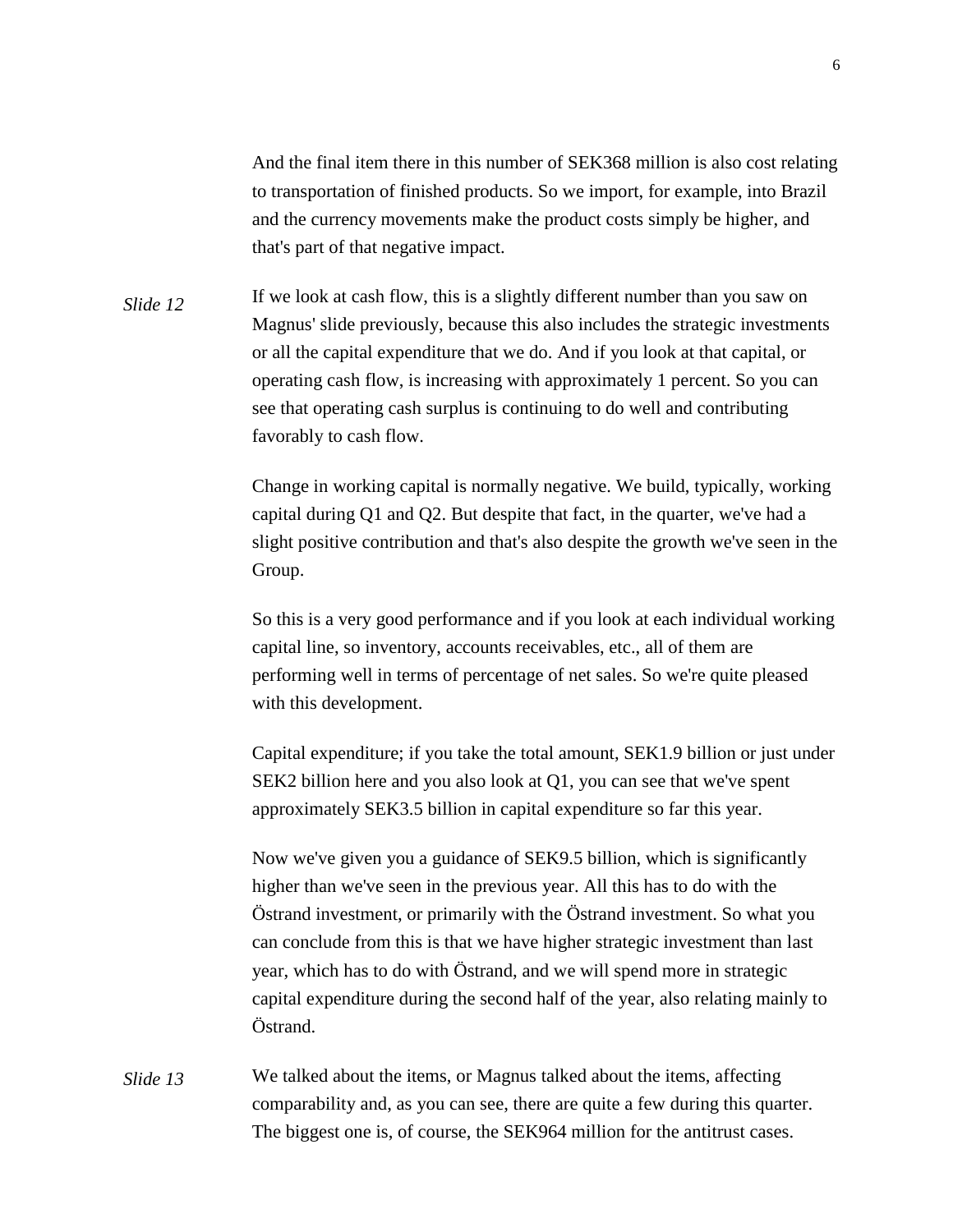And the final item there in this number of SEK368 million is also cost relating to transportation of finished products. So we import, for example, into Brazil and the currency movements make the product costs simply be higher, and that's part of that negative impact.

*Slide 12* If we look at cash flow, this is a slightly different number than you saw on Magnus' slide previously, because this also includes the strategic investments or all the capital expenditure that we do. And if you look at that capital, or operating cash flow, is increasing with approximately 1 percent. So you can see that operating cash surplus is continuing to do well and contributing favorably to cash flow.

Change in working capital is normally negative. We build, typically, working capital during Q1 and Q2. But despite that fact, in the quarter, we've had a slight positive contribution and that's also despite the growth we've seen in the Group.

So this is a very good performance and if you look at each individual working capital line, so inventory, accounts receivables, etc., all of them are performing well in terms of percentage of net sales. So we're quite pleased with this development.

Capital expenditure; if you take the total amount, SEK1.9 billion or just under SEK2 billion here and you also look at Q1, you can see that we've spent approximately SEK3.5 billion in capital expenditure so far this year.

Now we've given you a guidance of SEK9.5 billion, which is significantly higher than we've seen in the previous year. All this has to do with the Östrand investment, or primarily with the Östrand investment. So what you can conclude from this is that we have higher strategic investment than last year, which has to do with Östrand, and we will spend more in strategic capital expenditure during the second half of the year, also relating mainly to Östrand.

*Slide 13* We talked about the items, or Magnus talked about the items, affecting comparability and, as you can see, there are quite a few during this quarter. The biggest one is, of course, the SEK964 million for the antitrust cases.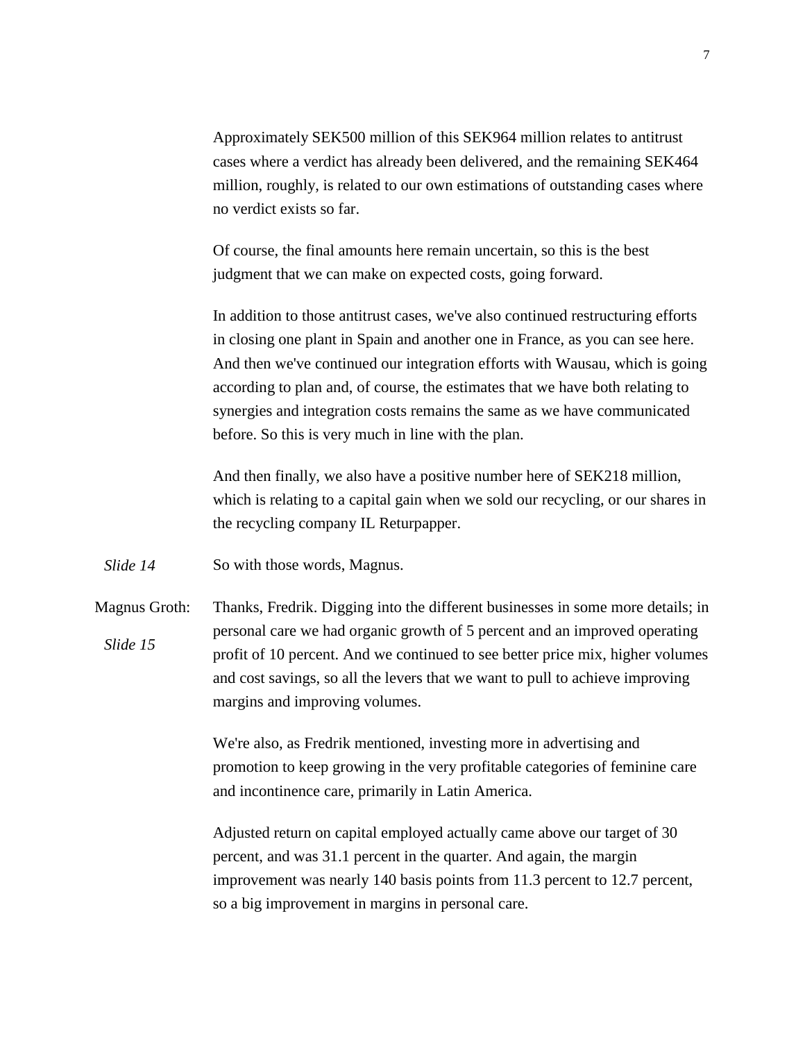Approximately SEK500 million of this SEK964 million relates to antitrust cases where a verdict has already been delivered, and the remaining SEK464 million, roughly, is related to our own estimations of outstanding cases where no verdict exists so far.

Of course, the final amounts here remain uncertain, so this is the best judgment that we can make on expected costs, going forward.

In addition to those antitrust cases, we've also continued restructuring efforts in closing one plant in Spain and another one in France, as you can see here. And then we've continued our integration efforts with Wausau, which is going according to plan and, of course, the estimates that we have both relating to synergies and integration costs remains the same as we have communicated before. So this is very much in line with the plan.

And then finally, we also have a positive number here of SEK218 million, which is relating to a capital gain when we sold our recycling, or our shares in the recycling company IL Returpapper.

*Slide 14* So with those words, Magnus.

Magnus Groth: *Slide 15* Thanks, Fredrik. Digging into the different businesses in some more details; in personal care we had organic growth of 5 percent and an improved operating profit of 10 percent. And we continued to see better price mix, higher volumes and cost savings, so all the levers that we want to pull to achieve improving margins and improving volumes.

We're also, as Fredrik mentioned, investing more in advertising and promotion to keep growing in the very profitable categories of feminine care and incontinence care, primarily in Latin America.

Adjusted return on capital employed actually came above our target of 30 percent, and was 31.1 percent in the quarter. And again, the margin improvement was nearly 140 basis points from 11.3 percent to 12.7 percent, so a big improvement in margins in personal care.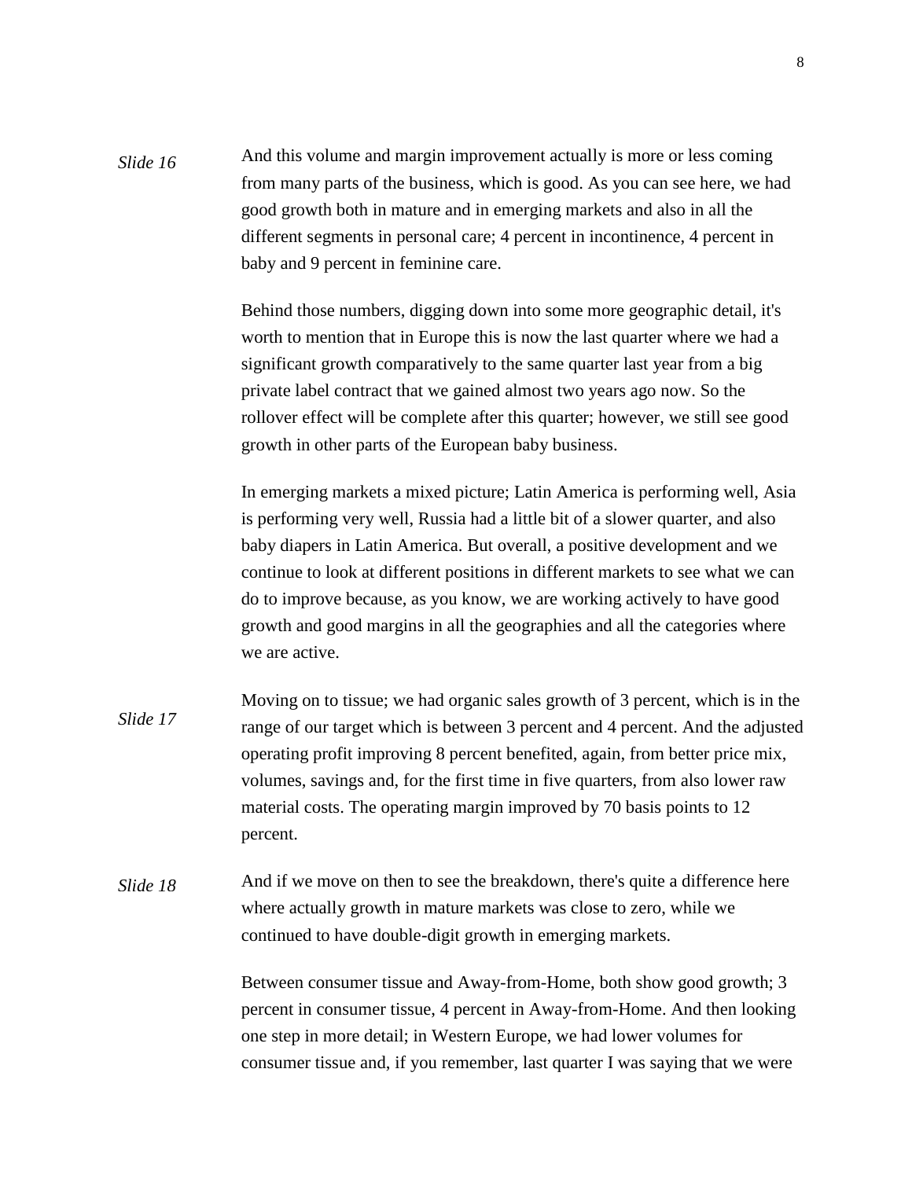*Slide 16*

And this volume and margin improvement actually is more or less coming from many parts of the business, which is good. As you can see here, we had good growth both in mature and in emerging markets and also in all the different segments in personal care; 4 percent in incontinence, 4 percent in baby and 9 percent in feminine care.

Behind those numbers, digging down into some more geographic detail, it's worth to mention that in Europe this is now the last quarter where we had a significant growth comparatively to the same quarter last year from a big private label contract that we gained almost two years ago now. So the rollover effect will be complete after this quarter; however, we still see good growth in other parts of the European baby business.

In emerging markets a mixed picture; Latin America is performing well, Asia is performing very well, Russia had a little bit of a slower quarter, and also baby diapers in Latin America. But overall, a positive development and we continue to look at different positions in different markets to see what we can do to improve because, as you know, we are working actively to have good growth and good margins in all the geographies and all the categories where we are active.

*Slide 17*

Moving on to tissue; we had organic sales growth of 3 percent, which is in the range of our target which is between 3 percent and 4 percent. And the adjusted operating profit improving 8 percent benefited, again, from better price mix, volumes, savings and, for the first time in five quarters, from also lower raw material costs. The operating margin improved by 70 basis points to 12 percent.

*Slide 18*

And if we move on then to see the breakdown, there's quite a difference here where actually growth in mature markets was close to zero, while we continued to have double-digit growth in emerging markets.

Between consumer tissue and Away-from-Home, both show good growth; 3 percent in consumer tissue, 4 percent in Away-from-Home. And then looking one step in more detail; in Western Europe, we had lower volumes for consumer tissue and, if you remember, last quarter I was saying that we were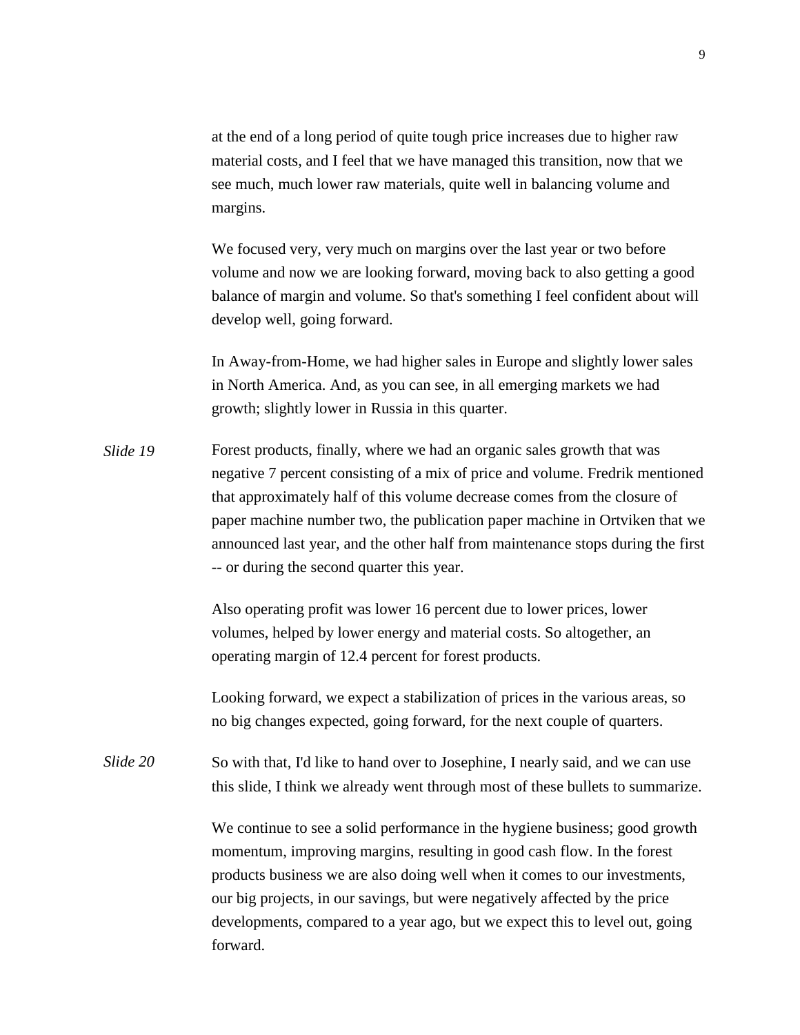at the end of a long period of quite tough price increases due to higher raw material costs, and I feel that we have managed this transition, now that we see much, much lower raw materials, quite well in balancing volume and margins.

We focused very, very much on margins over the last year or two before volume and now we are looking forward, moving back to also getting a good balance of margin and volume. So that's something I feel confident about will develop well, going forward.

In Away-from-Home, we had higher sales in Europe and slightly lower sales in North America. And, as you can see, in all emerging markets we had growth; slightly lower in Russia in this quarter.

*Slide 19* Forest products, finally, where we had an organic sales growth that was negative 7 percent consisting of a mix of price and volume. Fredrik mentioned that approximately half of this volume decrease comes from the closure of paper machine number two, the publication paper machine in Ortviken that we announced last year, and the other half from maintenance stops during the first -- or during the second quarter this year.

Also operating profit was lower 16 percent due to lower prices, lower volumes, helped by lower energy and material costs. So altogether, an operating margin of 12.4 percent for forest products.

Looking forward, we expect a stabilization of prices in the various areas, so no big changes expected, going forward, for the next couple of quarters.

*Slide 20* So with that, I'd like to hand over to Josephine, I nearly said, and we can use this slide, I think we already went through most of these bullets to summarize.

We continue to see a solid performance in the hygiene business; good growth momentum, improving margins, resulting in good cash flow. In the forest products business we are also doing well when it comes to our investments, our big projects, in our savings, but were negatively affected by the price developments, compared to a year ago, but we expect this to level out, going forward.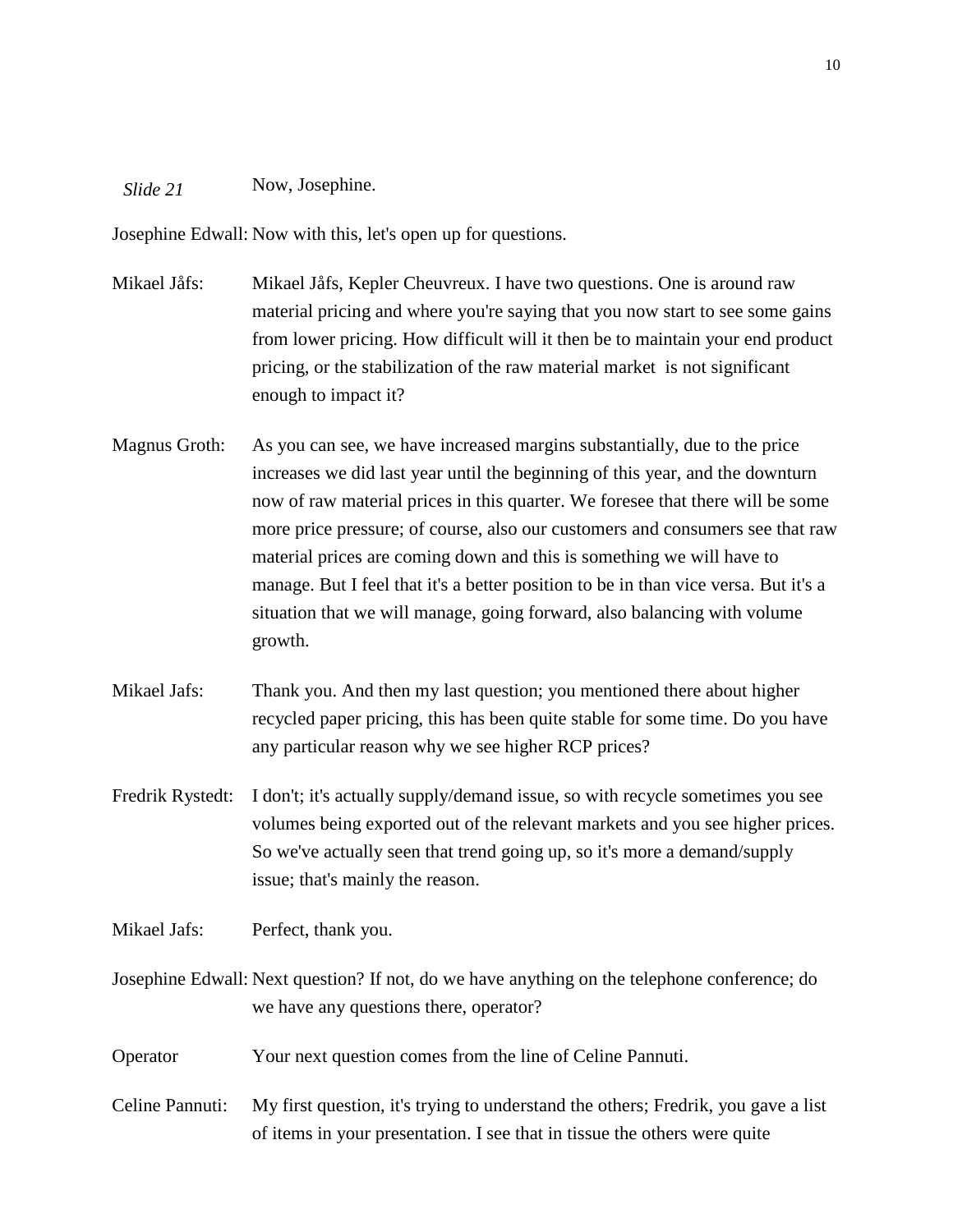*Slide 21* Now, Josephine.

Josephine Edwall: Now with this, let's open up for questions.

Mikael Jåfs: Mikael Jåfs, Kepler Cheuvreux. I have two questions. One is around raw material pricing and where you're saying that you now start to see some gains from lower pricing. How difficult will it then be to maintain your end product pricing, or the stabilization of the raw material market is not significant enough to impact it?

Magnus Groth: As you can see, we have increased margins substantially, due to the price increases we did last year until the beginning of this year, and the downturn now of raw material prices in this quarter. We foresee that there will be some more price pressure; of course, also our customers and consumers see that raw material prices are coming down and this is something we will have to manage. But I feel that it's a better position to be in than vice versa. But it's a situation that we will manage, going forward, also balancing with volume growth.

Mikael Jafs: Thank you. And then my last question; you mentioned there about higher recycled paper pricing, this has been quite stable for some time. Do you have any particular reason why we see higher RCP prices?

Fredrik Rystedt: I don't; it's actually supply/demand issue, so with recycle sometimes you see volumes being exported out of the relevant markets and you see higher prices. So we've actually seen that trend going up, so it's more a demand/supply issue; that's mainly the reason.

Mikael Jafs: Perfect, thank you.

Josephine Edwall: Next question? If not, do we have anything on the telephone conference; do we have any questions there, operator?

Operator: Your next question comes from the line of Celine Pannuti.

Celine Pannuti: My first question, it's trying to understand the others; Fredrik, you gave a list of items in your presentation. I see that in tissue the others were quite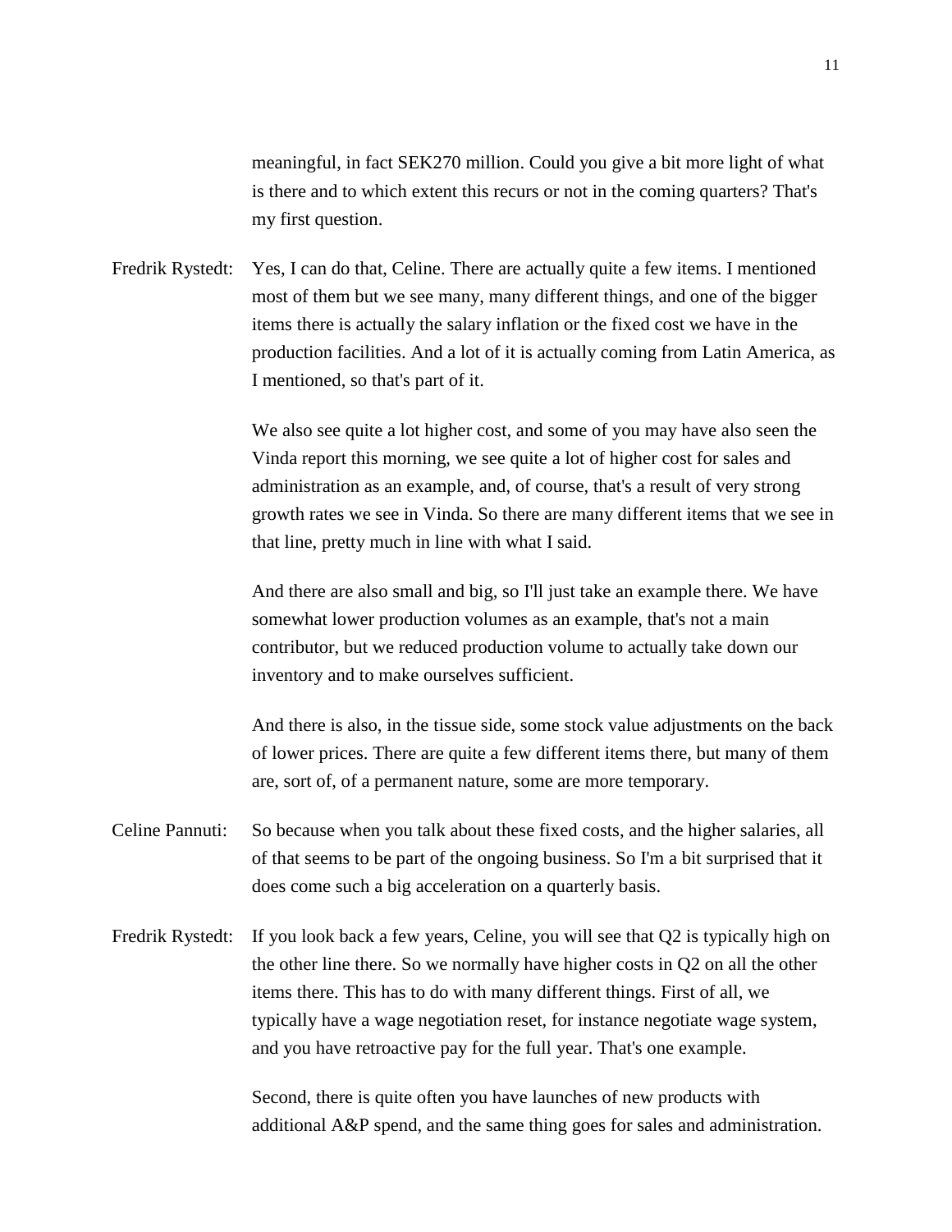meaningful, in fact SEK270 million. Could you give a bit more light of what is there and to which extent this recurs or not in the coming quarters? That's my first question.

Fredrik Rystedt: Yes, I can do that, Celine. There are actually quite a few items. I mentioned most of them but we see many, many different things, and one of the bigger items there is actually the salary inflation or the fixed cost we have in the production facilities. And a lot of it is actually coming from Latin America, as I mentioned, so that's part of it.

We also see quite a lot higher cost, and some of you may have also seen the Vinda report this morning, we see quite a lot of higher cost for sales and administration as an example, and, of course, that's a result of very strong growth rates we see in Vinda. So there are many different items that we see in that line, pretty much in line with what I said.

And there are also small and big, so I'll just take an example there. We have somewhat lower production volumes as an example, that's not a main contributor, but we reduced production volume to actually take down our inventory and to make ourselves sufficient.

And there is also, in the tissue side, some stock value adjustments on the back of lower prices. There are quite a few different items there, but many of them are, sort of, of a permanent nature, some are more temporary.

Celine Pannuti: So because when you talk about these fixed costs, and the higher salaries, all of that seems to be part of the ongoing business. So I'm a bit surprised that it does come such a big acceleration on a quarterly basis.

Fredrik Rystedt: If you look back a few years, Celine, you will see that Q2 is typically high on the other line there. So we normally have higher costs in Q2 on all the other items there. This has to do with many different things. First of all, we typically have a wage negotiation reset, for instance negotiate wage system, and you have retroactive pay for the full year. That's one example.

Second, there is quite often you have launches of new products with additional A&P spend, and the same thing goes for sales and administration.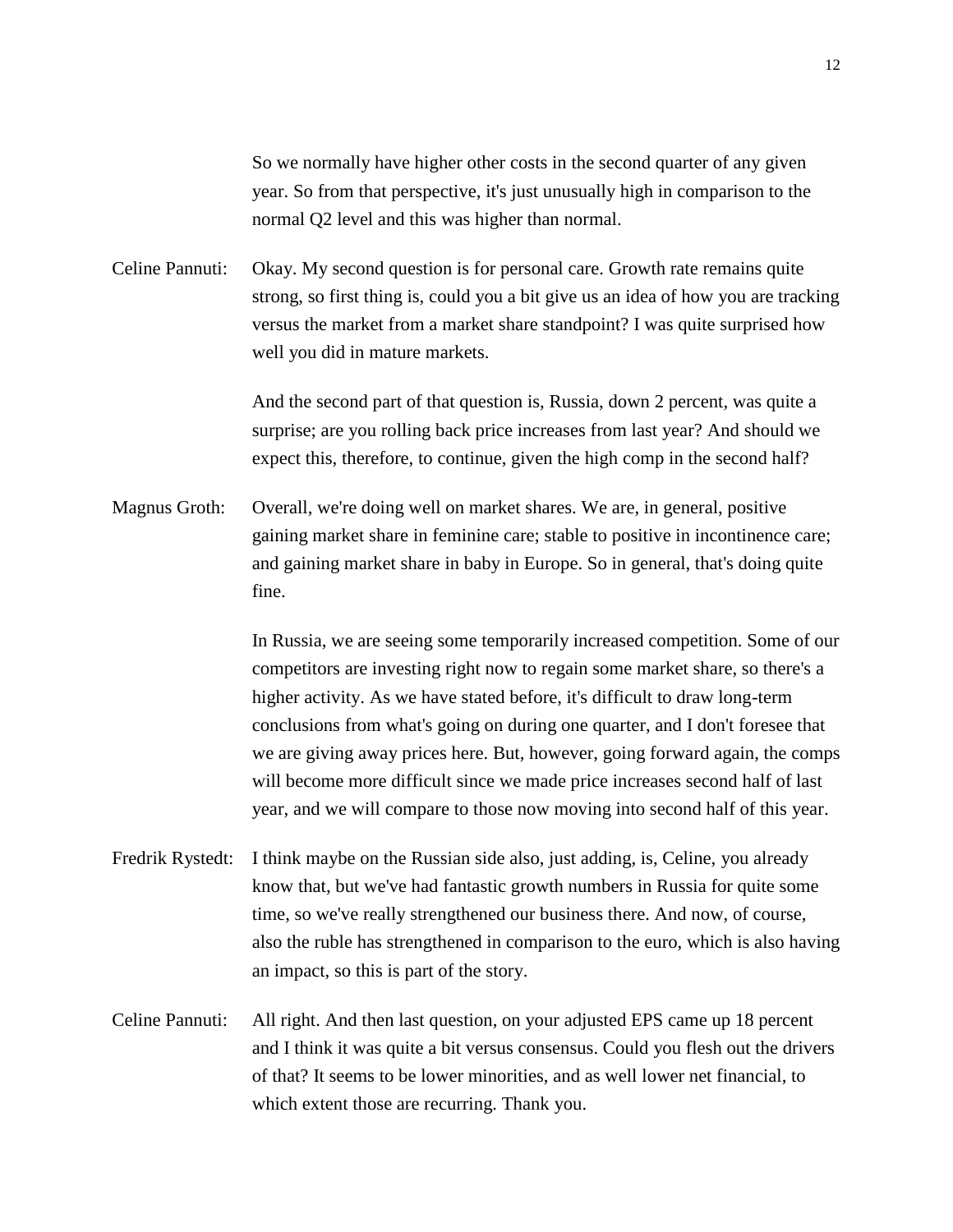So we normally have higher other costs in the second quarter of any given year. So from that perspective, it's just unusually high in comparison to the normal Q2 level and this was higher than normal.

Celine Pannuti: Okay. My second question is for personal care. Growth rate remains quite strong, so first thing is, could you a bit give us an idea of how you are tracking versus the market from a market share standpoint? I was quite surprised how well you did in mature markets.

And the second part of that question is, Russia, down 2 percent, was quite a surprise; are you rolling back price increases from last year? And should we expect this, therefore, to continue, given the high comp in the second half?

Magnus Groth: Overall, we're doing well on market shares. We are, in general, positive gaining market share in feminine care; stable to positive in incontinence care; and gaining market share in baby in Europe. So in general, that's doing quite fine.

In Russia, we are seeing some temporarily increased competition. Some of our competitors are investing right now to regain some market share, so there's a higher activity. As we have stated before, it's difficult to draw long-term conclusions from what's going on during one quarter, and I don't foresee that we are giving away prices here. But, however, going forward again, the comps will become more difficult since we made price increases second half of last year, and we will compare to those now moving into second half of this year.

Fredrik Rystedt: I think maybe on the Russian side also, just adding, is, Celine, you already know that, but we've had fantastic growth numbers in Russia for quite some time, so we've really strengthened our business there. And now, of course, also the ruble has strengthened in comparison to the euro, which is also having an impact, so this is part of the story.

Celine Pannuti: All right. And then last question, on your adjusted EPS came up 18 percent and I think it was quite a bit versus consensus. Could you flesh out the drivers of that? It seems to be lower minorities, and as well lower net financial, to which extent those are recurring. Thank you.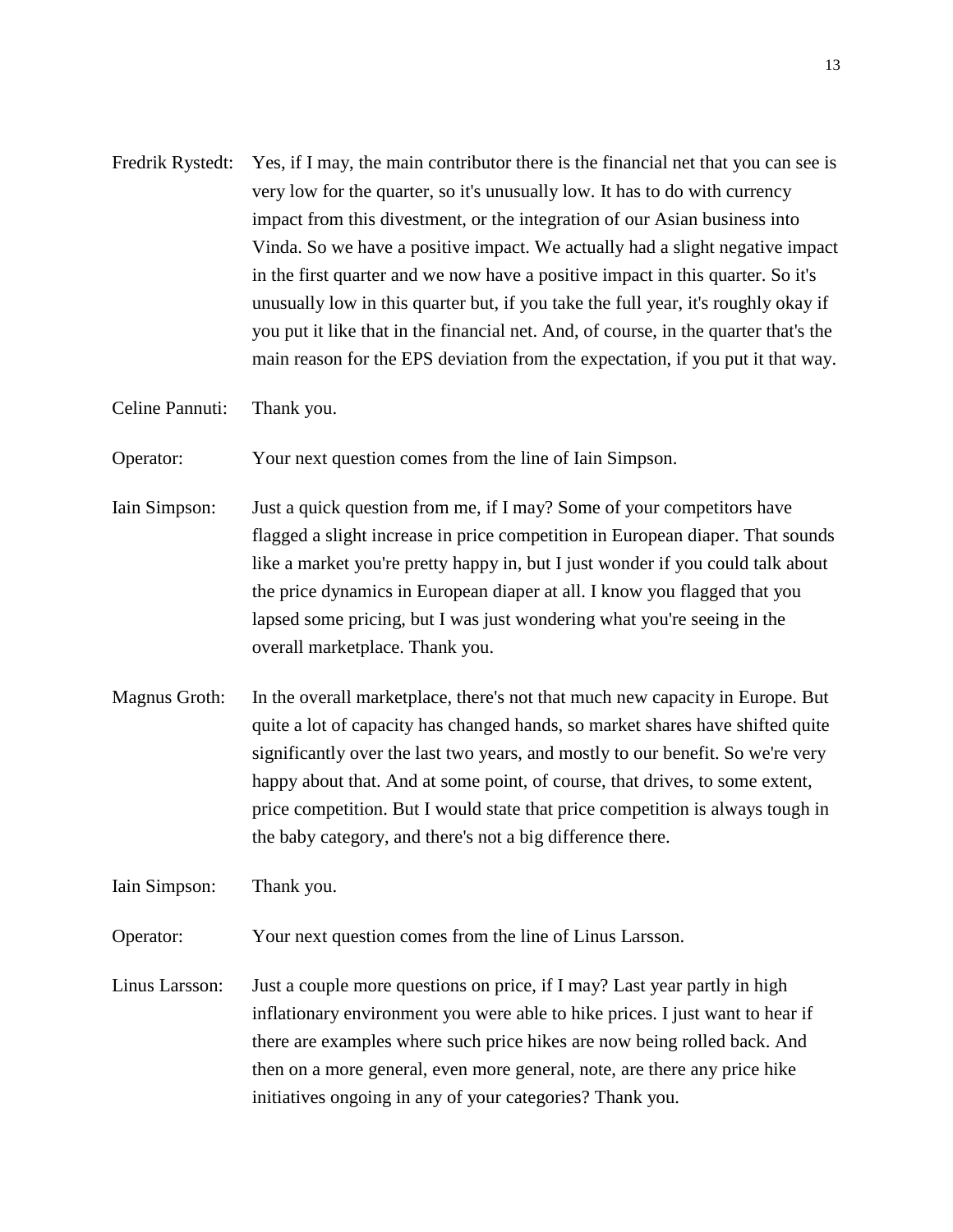Fredrik Rystedt: Yes, if I may, the main contributor there is the financial net that you can see is very low for the quarter, so it's unusually low. It has to do with currency impact from this divestment, or the integration of our Asian business into Vinda. So we have a positive impact. We actually had a slight negative impact in the first quarter and we now have a positive impact in this quarter. So it's unusually low in this quarter but, if you take the full year, it's roughly okay if you put it like that in the financial net. And, of course, in the quarter that's the main reason for the EPS deviation from the expectation, if you put it that way.

Celine Pannuti: Thank you.

Operator: Your next question comes from the line of Iain Simpson.

Iain Simpson: Just a quick question from me, if I may? Some of your competitors have flagged a slight increase in price competition in European diaper. That sounds like a market you're pretty happy in, but I just wonder if you could talk about the price dynamics in European diaper at all. I know you flagged that you lapsed some pricing, but I was just wondering what you're seeing in the overall marketplace. Thank you.

Magnus Groth: In the overall marketplace, there's not that much new capacity in Europe. But quite a lot of capacity has changed hands, so market shares have shifted quite significantly over the last two years, and mostly to our benefit. So we're very happy about that. And at some point, of course, that drives, to some extent, price competition. But I would state that price competition is always tough in the baby category, and there's not a big difference there.

Iain Simpson: Thank you.

Operator: Your next question comes from the line of Linus Larsson.

Linus Larsson: Just a couple more questions on price, if I may? Last year partly in high inflationary environment you were able to hike prices. I just want to hear if there are examples where such price hikes are now being rolled back. And then on a more general, even more general, note, are there any price hike initiatives ongoing in any of your categories? Thank you.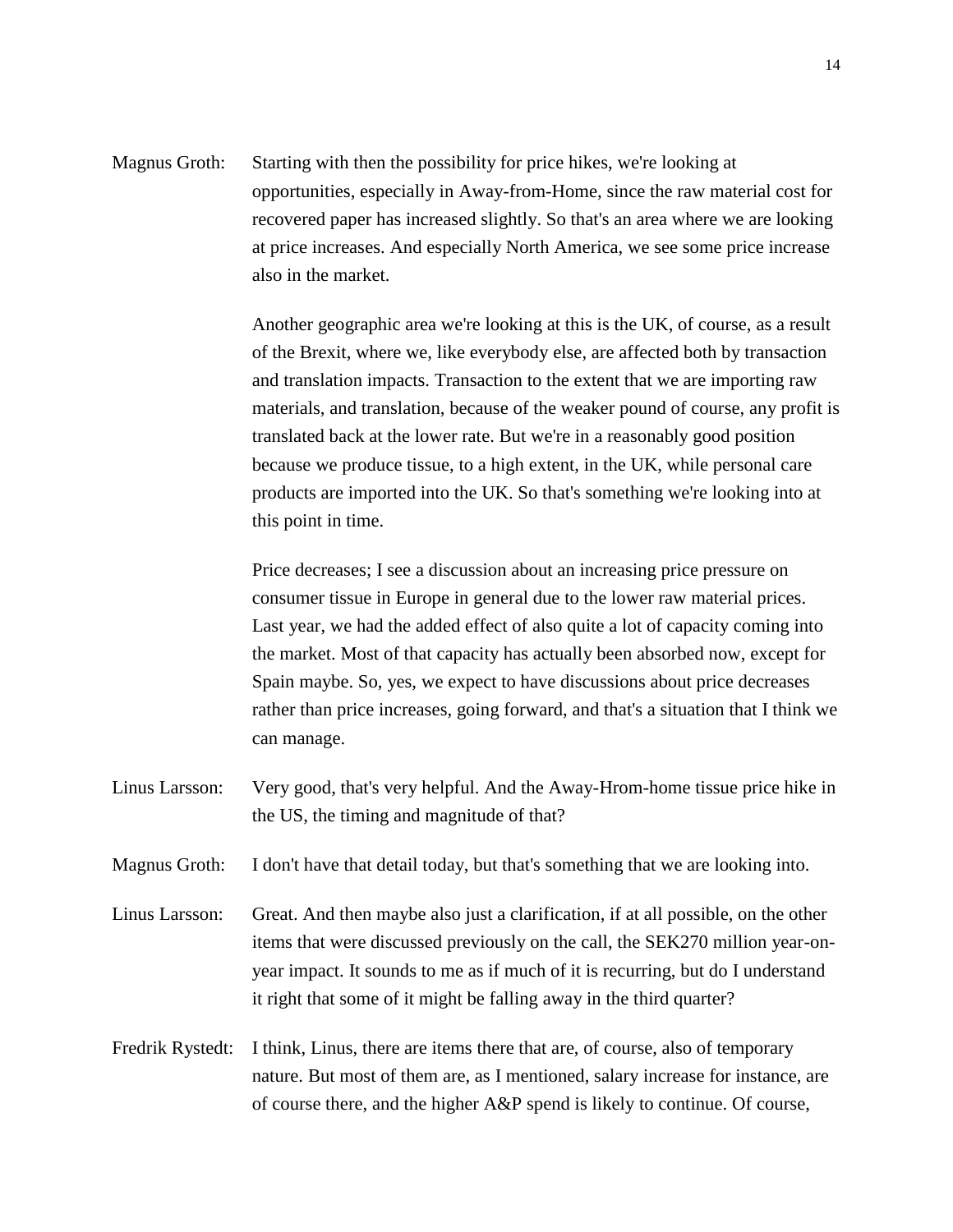Magnus Groth: Starting with then the possibility for price hikes, we're looking at opportunities, especially in Away-from-Home, since the raw material cost for recovered paper has increased slightly. So that's an area where we are looking at price increases. And especially North America, we see some price increase also in the market.

Another geographic area we're looking at this is the UK, of course, as a result of the Brexit, where we, like everybody else, are affected both by transaction and translation impacts. Transaction to the extent that we are importing raw materials, and translation, because of the weaker pound of course, any profit is translated back at the lower rate. But we're in a reasonably good position because we produce tissue, to a high extent, in the UK, while personal care products are imported into the UK. So that's something we're looking into at this point in time.

Price decreases; I see a discussion about an increasing price pressure on consumer tissue in Europe in general due to the lower raw material prices. Last year, we had the added effect of also quite a lot of capacity coming into the market. Most of that capacity has actually been absorbed now, except for Spain maybe. So, yes, we expect to have discussions about price decreases rather than price increases, going forward, and that's a situation that I think we can manage.

Linus Larsson: Very good, that's very helpful. And the Away-Hrom-home tissue price hike in the US, the timing and magnitude of that?

Magnus Groth: I don't have that detail today, but that's something that we are looking into.

Linus Larsson: Great. And then maybe also just a clarification, if at all possible, on the other items that were discussed previously on the call, the SEK270 million year-on-year impact. It sounds to me as if much of it is recurring, but do I understand it right that some of it might be falling away in the third quarter?

Fredrik Rystedt: I think, Linus, there are items there that are, of course, also of temporary nature. But most of them are, as I mentioned, salary increase for instance, are of course there, and the higher A&P spend is likely to continue. Of course,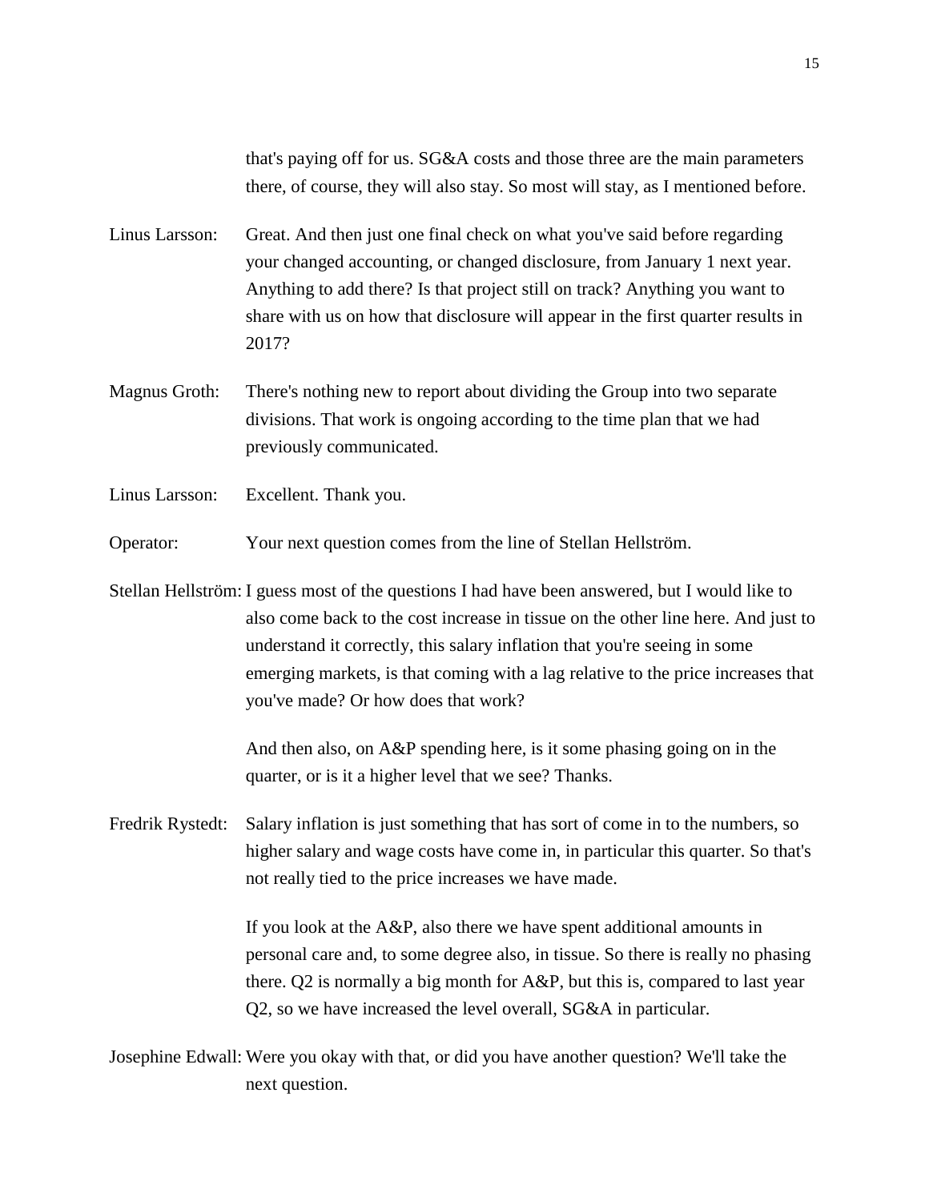that's paying off for us. SG&A costs and those three are the main parameters there, of course, they will also stay. So most will stay, as I mentioned before.

Linus Larsson: Great. And then just one final check on what you've said before regarding your changed accounting, or changed disclosure, from January 1 next year. Anything to add there? Is that project still on track? Anything you want to share with us on how that disclosure will appear in the first quarter results in 2017?

Magnus Groth: There's nothing new to report about dividing the Group into two separate divisions. That work is ongoing according to the time plan that we had previously communicated.

Linus Larsson: Excellent. Thank you.

Operator: Your next question comes from the line of Stellan Hellström.

Stellan Hellström: I guess most of the questions I had have been answered, but I would like to also come back to the cost increase in tissue on the other line here. And just to understand it correctly, this salary inflation that you're seeing in some emerging markets, is that coming with a lag relative to the price increases that you've made? Or how does that work?

And then also, on A&P spending here, is it some phasing going on in the quarter, or is it a higher level that we see? Thanks.

Fredrik Rystedt: Salary inflation is just something that has sort of come in to the numbers, so higher salary and wage costs have come in, in particular this quarter. So that's not really tied to the price increases we have made.

If you look at the A&P, also there we have spent additional amounts in personal care and, to some degree also, in tissue. So there is really no phasing there. Q2 is normally a big month for A&P, but this is, compared to last year Q2, so we have increased the level overall, SG&A in particular.

Josephine Edwall: Were you okay with that, or did you have another question? We'll take the next question.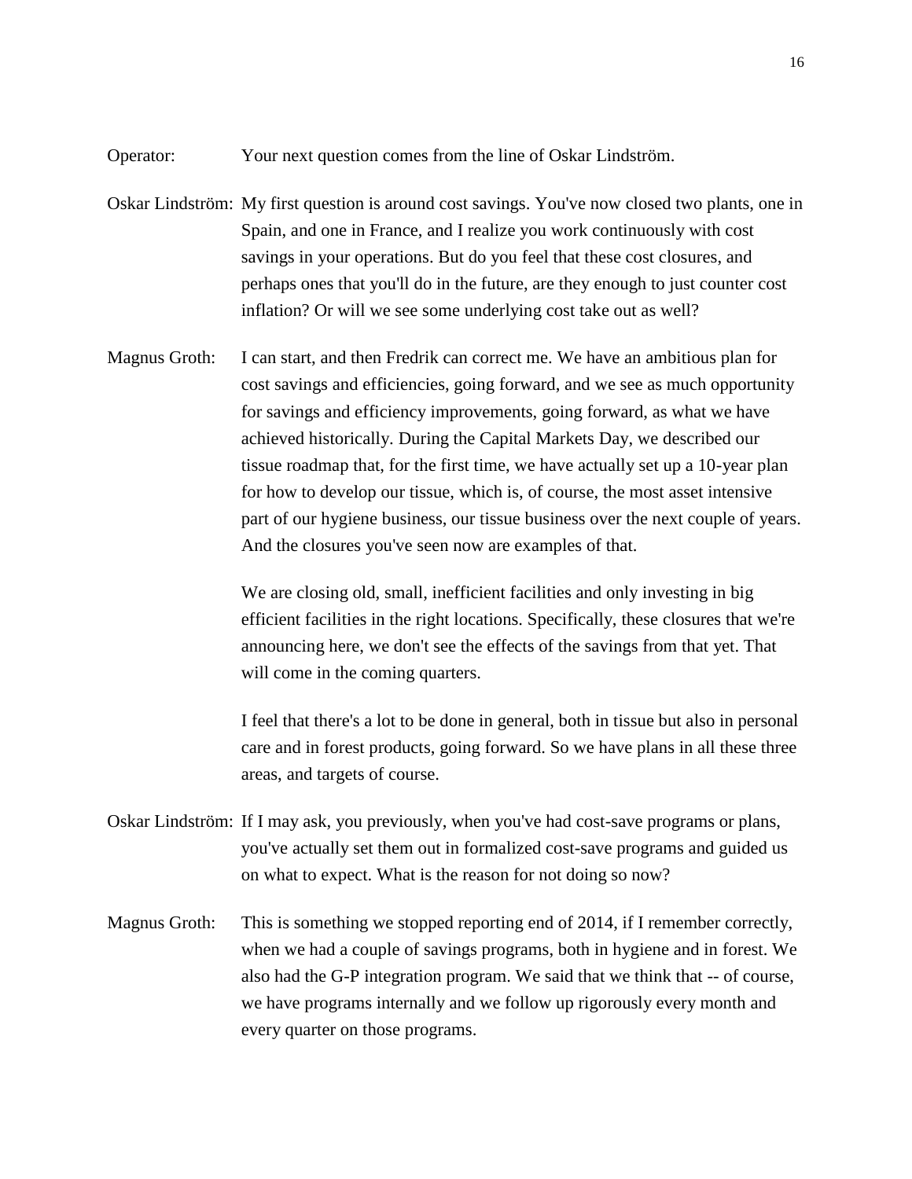Operator: Your next question comes from the line of Oskar Lindström.

Oskar Lindström: My first question is around cost savings. You've now closed two plants, one in Spain, and one in France, and I realize you work continuously with cost savings in your operations. But do you feel that these cost closures, and perhaps ones that you'll do in the future, are they enough to just counter cost inflation? Or will we see some underlying cost take out as well?

Magnus Groth: I can start, and then Fredrik can correct me. We have an ambitious plan for cost savings and efficiencies, going forward, and we see as much opportunity for savings and efficiency improvements, going forward, as what we have achieved historically. During the Capital Markets Day, we described our tissue roadmap that, for the first time, we have actually set up a 10-year plan for how to develop our tissue, which is, of course, the most asset intensive part of our hygiene business, our tissue business over the next couple of years. And the closures you've seen now are examples of that.

We are closing old, small, inefficient facilities and only investing in big efficient facilities in the right locations. Specifically, these closures that we're announcing here, we don't see the effects of the savings from that yet. That will come in the coming quarters.

I feel that there's a lot to be done in general, both in tissue but also in personal care and in forest products, going forward. So we have plans in all these three areas, and targets of course.

Oskar Lindström: If I may ask, you previously, when you've had cost-save programs or plans, you've actually set them out in formalized cost-save programs and guided us on what to expect. What is the reason for not doing so now?

Magnus Groth: This is something we stopped reporting end of 2014, if I remember correctly, when we had a couple of savings programs, both in hygiene and in forest. We also had the G-P integration program. We said that we think that -- of course, we have programs internally and we follow up rigorously every month and every quarter on those programs.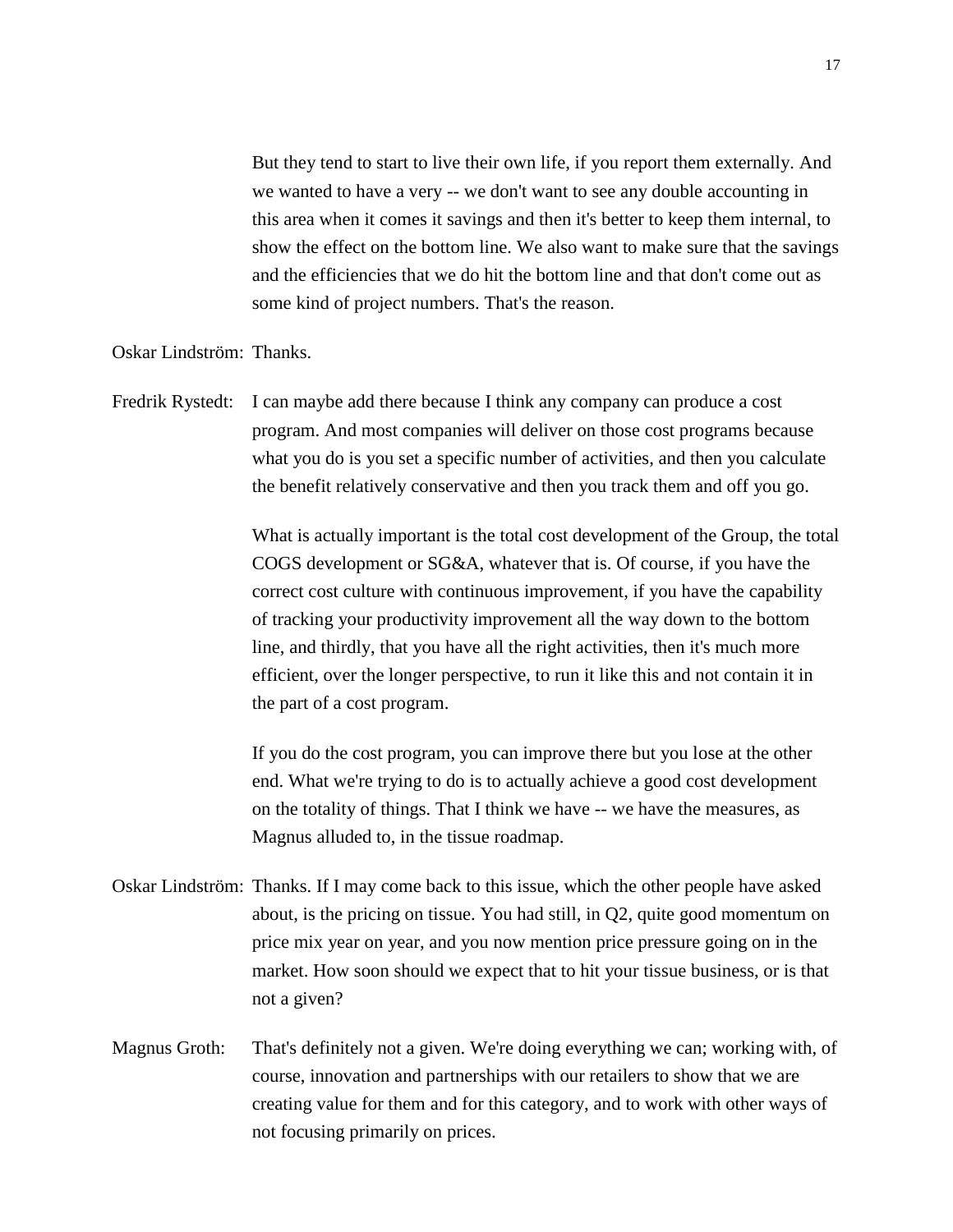But they tend to start to live their own life, if you report them externally. And we wanted to have a very -- we don't want to see any double accounting in this area when it comes it savings and then it's better to keep them internal, to show the effect on the bottom line. We also want to make sure that the savings and the efficiencies that we do hit the bottom line and that don't come out as some kind of project numbers. That's the reason.

Oskar Lindström: Thanks.

Fredrik Rystedt: I can maybe add there because I think any company can produce a cost program. And most companies will deliver on those cost programs because what you do is you set a specific number of activities, and then you calculate the benefit relatively conservative and then you track them and off you go.

What is actually important is the total cost development of the Group, the total COGS development or SG&A, whatever that is. Of course, if you have the correct cost culture with continuous improvement, if you have the capability of tracking your productivity improvement all the way down to the bottom line, and thirdly, that you have all the right activities, then it's much more efficient, over the longer perspective, to run it like this and not contain it in the part of a cost program.

If you do the cost program, you can improve there but you lose at the other end. What we're trying to do is to actually achieve a good cost development on the totality of things. That I think we have -- we have the measures, as Magnus alluded to, in the tissue roadmap.

Oskar Lindström: Thanks. If I may come back to this issue, which the other people have asked about, is the pricing on tissue. You had still, in Q2, quite good momentum on price mix year on year, and you now mention price pressure going on in the market. How soon should we expect that to hit your tissue business, or is that not a given?

Magnus Groth: That's definitely not a given. We're doing everything we can; working with, of course, innovation and partnerships with our retailers to show that we are creating value for them and for this category, and to work with other ways of not focusing primarily on prices.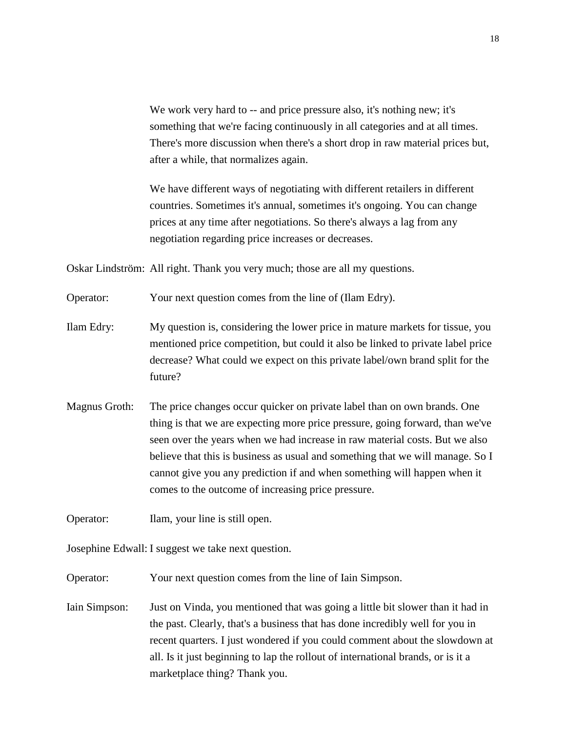We work very hard to -- and price pressure also, it's nothing new; it's something that we're facing continuously in all categories and at all times. There's more discussion when there's a short drop in raw material prices but, after a while, that normalizes again.

We have different ways of negotiating with different retailers in different countries. Sometimes it's annual, sometimes it's ongoing. You can change prices at any time after negotiations. So there's always a lag from any negotiation regarding price increases or decreases.

Oskar Lindström: All right. Thank you very much; those are all my questions.

Operator: Your next question comes from the line of (Ilam Edry).

Ilam Edry: My question is, considering the lower price in mature markets for tissue, you mentioned price competition, but could it also be linked to private label price decrease? What could we expect on this private label/own brand split for the future?

Magnus Groth: The price changes occur quicker on private label than on own brands. One thing is that we are expecting more price pressure, going forward, than we've seen over the years when we had increase in raw material costs. But we also believe that this is business as usual and something that we will manage. So I cannot give you any prediction if and when something will happen when it comes to the outcome of increasing price pressure.

Operator: Ilam, your line is still open.

Josephine Edwall: I suggest we take next question.

Operator: Your next question comes from the line of Iain Simpson.

Iain Simpson: Just on Vinda, you mentioned that was going a little bit slower than it had in the past. Clearly, that's a business that has done incredibly well for you in recent quarters. I just wondered if you could comment about the slowdown at all. Is it just beginning to lap the rollout of international brands, or is it a marketplace thing? Thank you.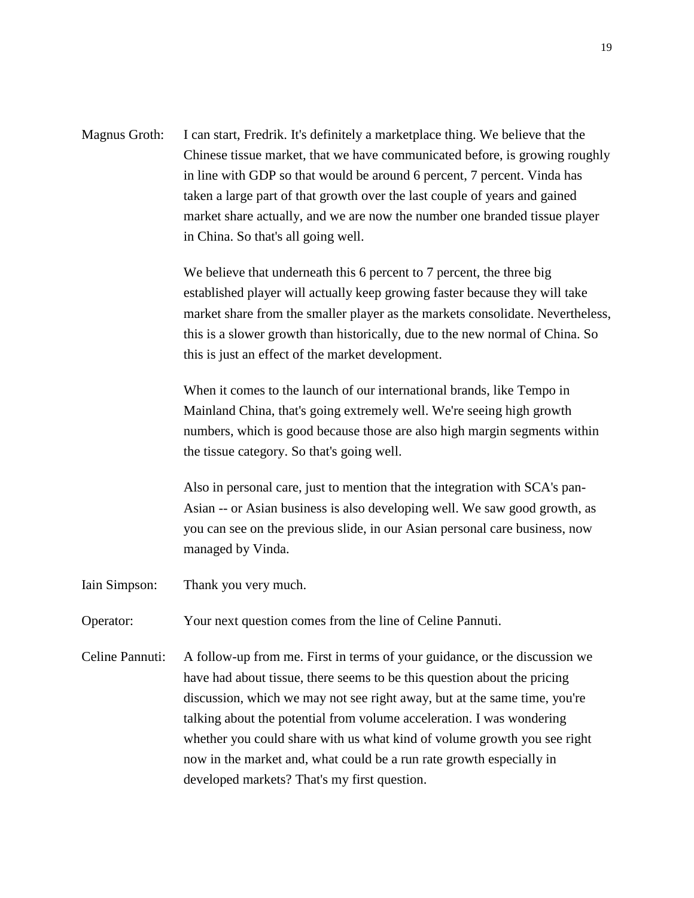Magnus Groth: I can start, Fredrik. It's definitely a marketplace thing. We believe that the Chinese tissue market, that we have communicated before, is growing roughly in line with GDP so that would be around 6 percent, 7 percent. Vinda has taken a large part of that growth over the last couple of years and gained market share actually, and we are now the number one branded tissue player in China. So that's all going well.

We believe that underneath this 6 percent to 7 percent, the three big established player will actually keep growing faster because they will take market share from the smaller player as the markets consolidate. Nevertheless, this is a slower growth than historically, due to the new normal of China. So this is just an effect of the market development.

When it comes to the launch of our international brands, like Tempo in Mainland China, that's going extremely well. We're seeing high growth numbers, which is good because those are also high margin segments within the tissue category. So that's going well.

Also in personal care, just to mention that the integration with SCA's pan-Asian -- or Asian business is also developing well. We saw good growth, as you can see on the previous slide, in our Asian personal care business, now managed by Vinda.

Iain Simpson: Thank you very much.

Operator: Your next question comes from the line of Celine Pannuti.

Celine Pannuti: A follow-up from me. First in terms of your guidance, or the discussion we have had about tissue, there seems to be this question about the pricing discussion, which we may not see right away, but at the same time, you're talking about the potential from volume acceleration. I was wondering whether you could share with us what kind of volume growth you see right now in the market and, what could be a run rate growth especially in developed markets? That's my first question.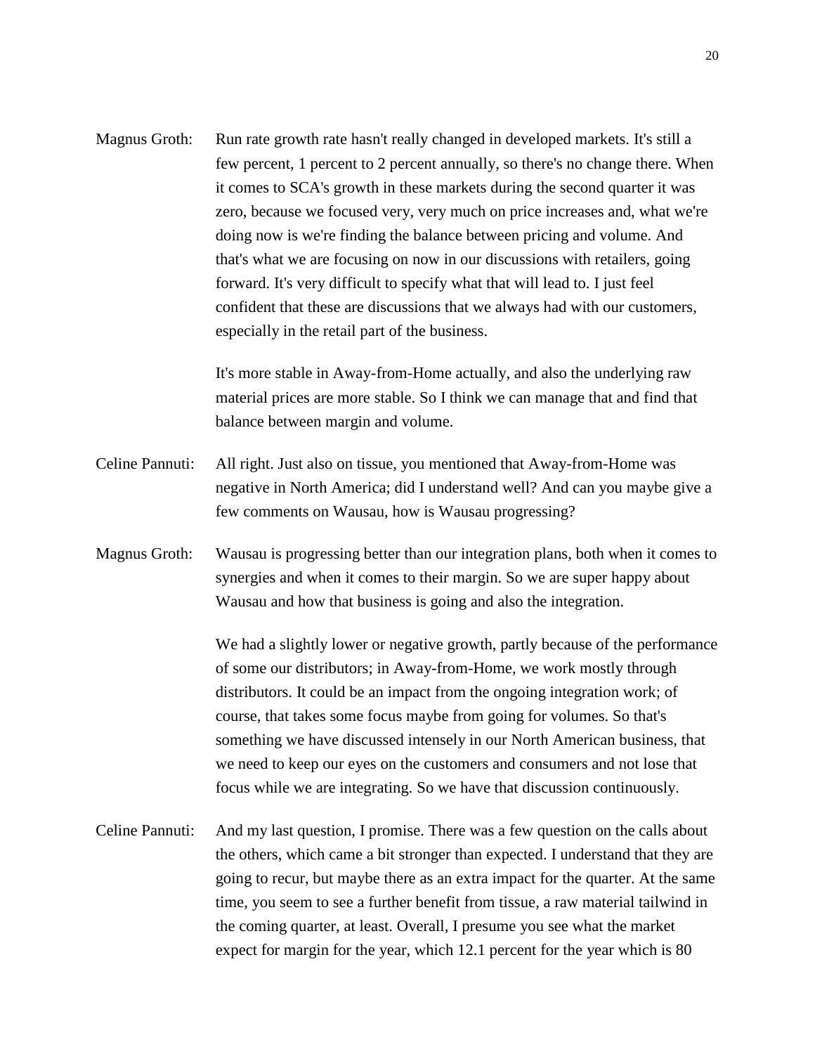Magnus Groth: Run rate growth rate hasn't really changed in developed markets. It's still a few percent, 1 percent to 2 percent annually, so there's no change there. When it comes to SCA's growth in these markets during the second quarter it was zero, because we focused very, very much on price increases and, what we're doing now is we're finding the balance between pricing and volume. And that's what we are focusing on now in our discussions with retailers, going forward. It's very difficult to specify what that will lead to. I just feel confident that these are discussions that we always had with our customers, especially in the retail part of the business.

It's more stable in Away-from-Home actually, and also the underlying raw material prices are more stable. So I think we can manage that and find that balance between margin and volume.

Celine Pannuti: All right. Just also on tissue, you mentioned that Away-from-Home was negative in North America; did I understand well? And can you maybe give a few comments on Wausau, how is Wausau progressing?

Magnus Groth: Wausau is progressing better than our integration plans, both when it comes to synergies and when it comes to their margin. So we are super happy about Wausau and how that business is going and also the integration.

We had a slightly lower or negative growth, partly because of the performance of some our distributors; in Away-from-Home, we work mostly through distributors. It could be an impact from the ongoing integration work; of course, that takes some focus maybe from going for volumes. So that's something we have discussed intensely in our North American business, that we need to keep our eyes on the customers and consumers and not lose that focus while we are integrating. So we have that discussion continuously.

Celine Pannuti: And my last question, I promise. There was a few question on the calls about the others, which came a bit stronger than expected. I understand that they are going to recur, but maybe there as an extra impact for the quarter. At the same time, you seem to see a further benefit from tissue, a raw material tailwind in the coming quarter, at least. Overall, I presume you see what the market expect for margin for the year, which 12.1 percent for the year which is 80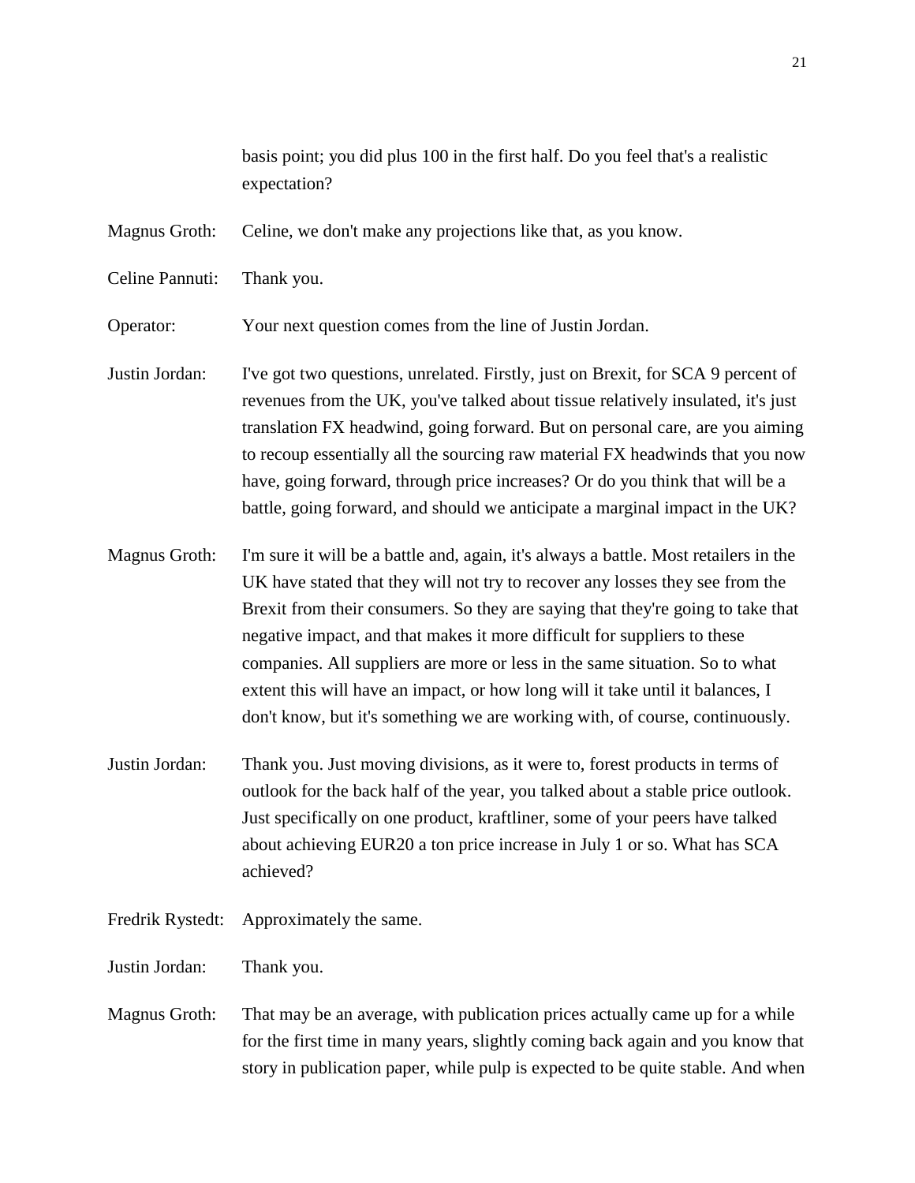basis point; you did plus 100 in the first half. Do you feel that's a realistic expectation?

Magnus Groth: Celine, we don't make any projections like that, as you know.

Celine Pannuti: Thank you.

Operator: Your next question comes from the line of Justin Jordan.

Justin Jordan: I've got two questions, unrelated. Firstly, just on Brexit, for SCA 9 percent of revenues from the UK, you've talked about tissue relatively insulated, it's just translation FX headwind, going forward. But on personal care, are you aiming to recoup essentially all the sourcing raw material FX headwinds that you now have, going forward, through price increases? Or do you think that will be a battle, going forward, and should we anticipate a marginal impact in the UK?

Magnus Groth: I'm sure it will be a battle and, again, it's always a battle. Most retailers in the UK have stated that they will not try to recover any losses they see from the Brexit from their consumers. So they are saying that they're going to take that negative impact, and that makes it more difficult for suppliers to these companies. All suppliers are more or less in the same situation. So to what extent this will have an impact, or how long will it take until it balances, I don't know, but it's something we are working with, of course, continuously.

Justin Jordan: Thank you. Just moving divisions, as it were to, forest products in terms of outlook for the back half of the year, you talked about a stable price outlook. Just specifically on one product, kraftliner, some of your peers have talked about achieving EUR20 a ton price increase in July 1 or so. What has SCA achieved?

Fredrik Rystedt: Approximately the same.

Justin Jordan: Thank you.

Magnus Groth: That may be an average, with publication prices actually came up for a while for the first time in many years, slightly coming back again and you know that story in publication paper, while pulp is expected to be quite stable. And when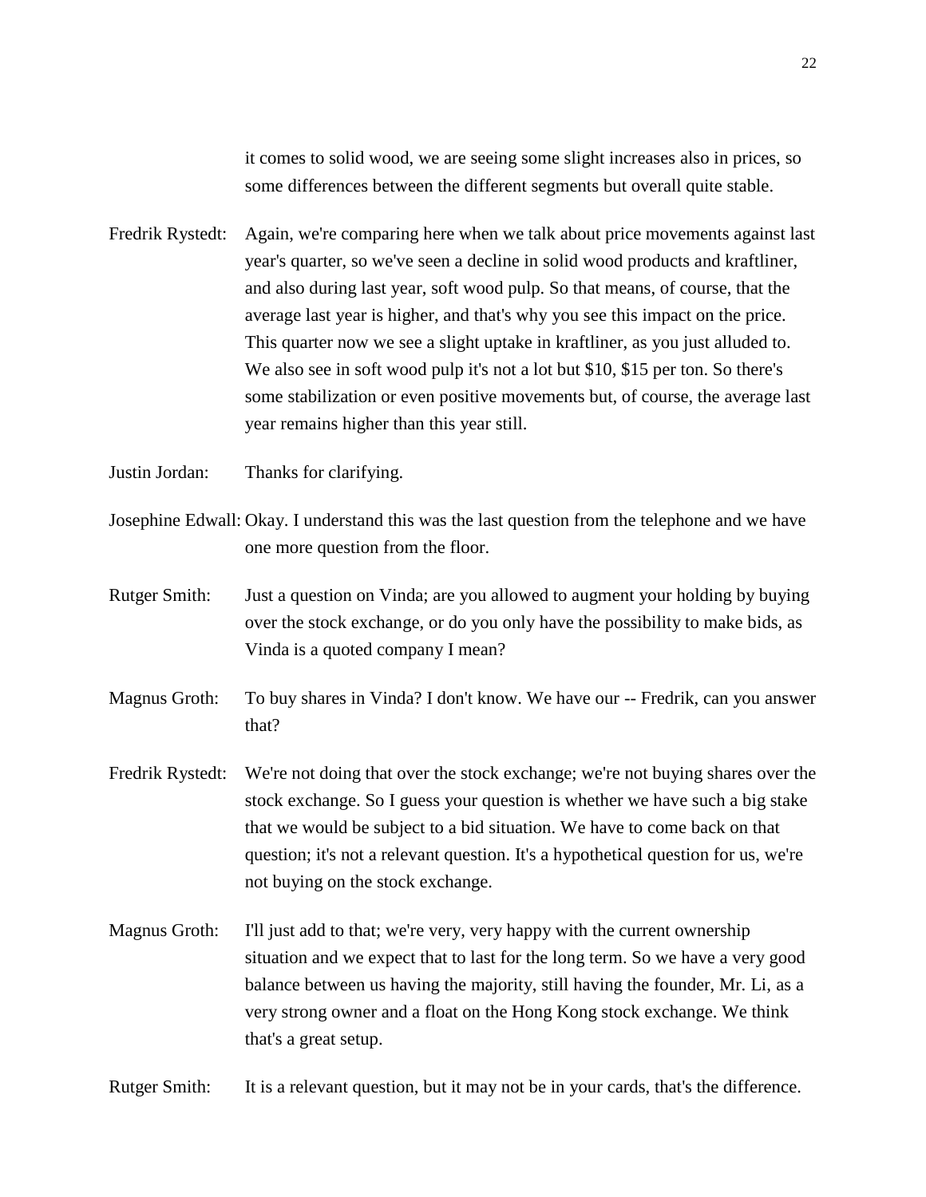it comes to solid wood, we are seeing some slight increases also in prices, so some differences between the different segments but overall quite stable.

Fredrik Rystedt: Again, we're comparing here when we talk about price movements against last year's quarter, so we've seen a decline in solid wood products and kraftliner, and also during last year, soft wood pulp. So that means, of course, that the average last year is higher, and that's why you see this impact on the price. This quarter now we see a slight uptake in kraftliner, as you just alluded to. We also see in soft wood pulp it's not a lot but $10, $15 per ton. So there's some stabilization or even positive movements but, of course, the average last year remains higher than this year still.

Justin Jordan: Thanks for clarifying.

Josephine Edwall: Okay. I understand this was the last question from the telephone and we have one more question from the floor.

Rutger Smith: Just a question on Vinda; are you allowed to augment your holding by buying over the stock exchange, or do you only have the possibility to make bids, as Vinda is a quoted company I mean?

Magnus Groth: To buy shares in Vinda? I don't know. We have our -- Fredrik, can you answer that?

Fredrik Rystedt: We're not doing that over the stock exchange; we're not buying shares over the stock exchange. So I guess your question is whether we have such a big stake that we would be subject to a bid situation. We have to come back on that question; it's not a relevant question. It's a hypothetical question for us, we're not buying on the stock exchange.

Magnus Groth: I'll just add to that; we're very, very happy with the current ownership situation and we expect that to last for the long term. So we have a very good balance between us having the majority, still having the founder, Mr. Li, as a very strong owner and a float on the Hong Kong stock exchange. We think that's a great setup.

Rutger Smith: It is a relevant question, but it may not be in your cards, that's the difference.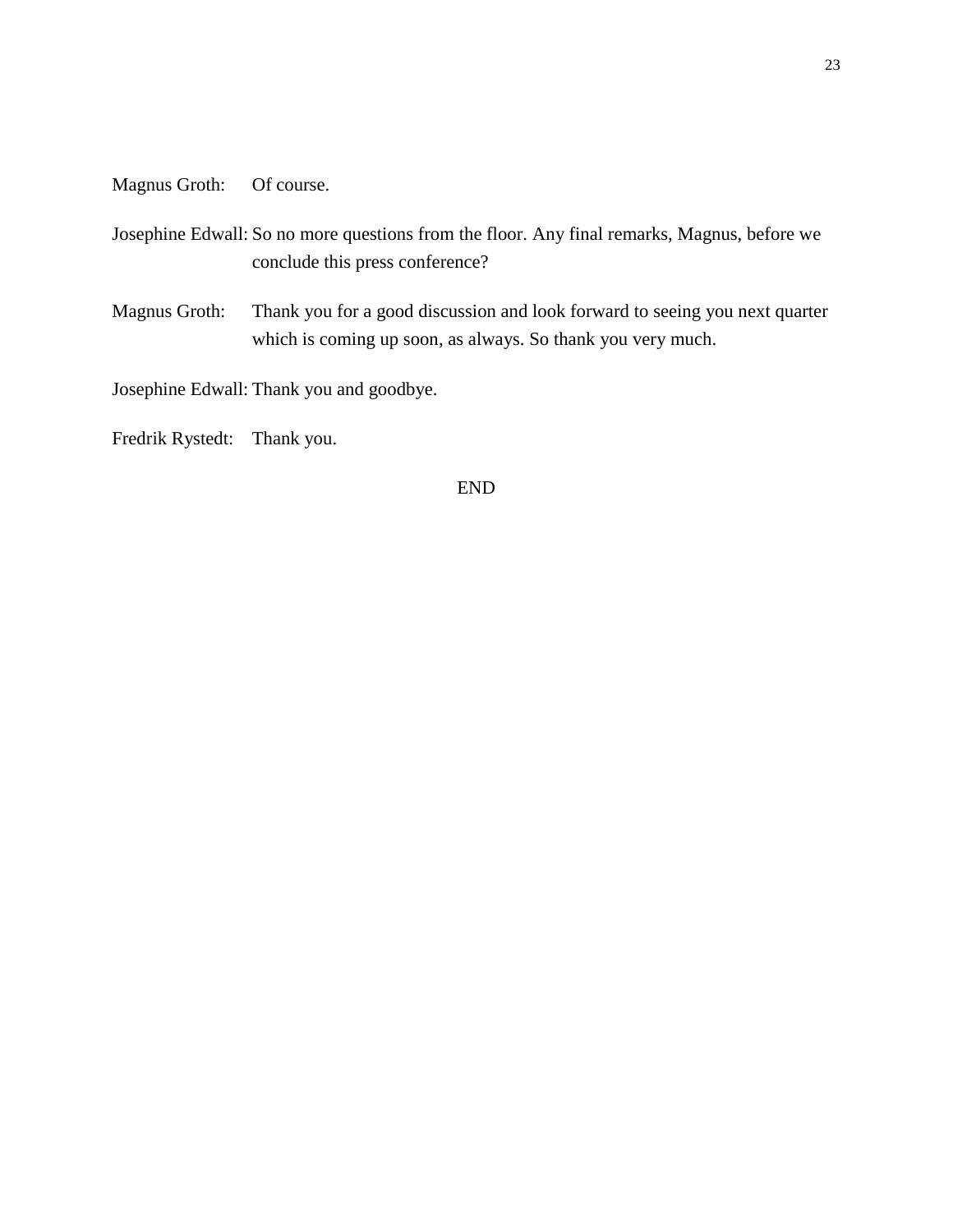Magnus Groth: Of course.

Josephine Edwall: So no more questions from the floor. Any final remarks, Magnus, before we conclude this press conference?

Magnus Groth: Thank you for a good discussion and look forward to seeing you next quarter which is coming up soon, as always. So thank you very much.

Josephine Edwall: Thank you and goodbye.

Fredrik Rystedt: Thank you.

END